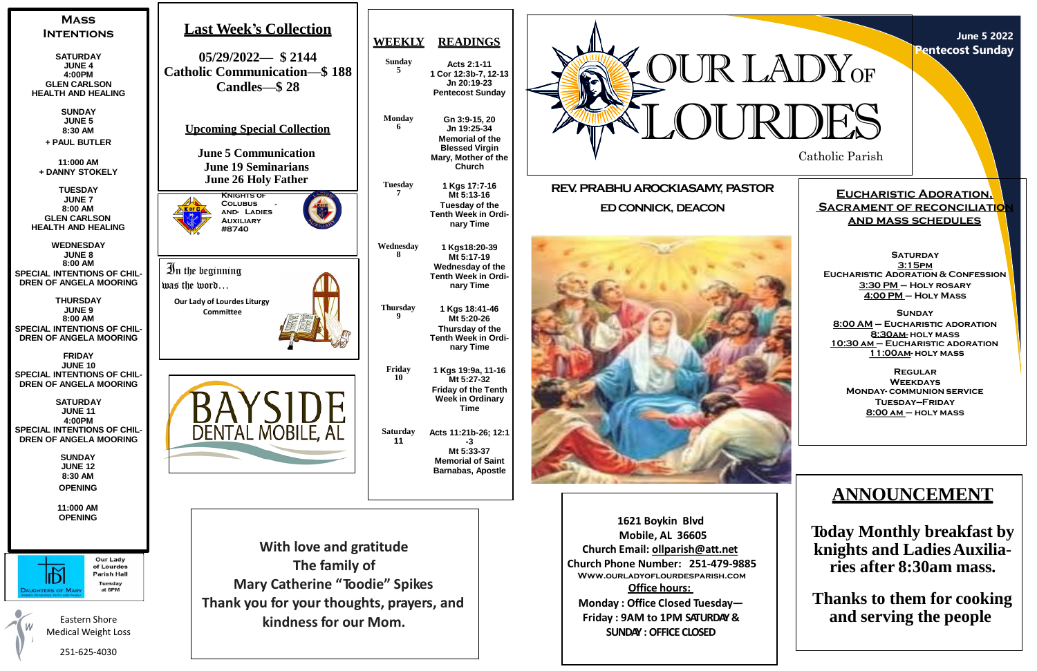# OUR LADY OF LOURDES

Catholic Parish

June 5 2022
Pentecost Sunday

**REV. PRABHU AROCKIASAMY, PASTOR**

**ED CONNICK, DEACON**

## Mass Intentions

**SATURDAY**
**JUNE 4**
**4:00PM**
**GLEN CARLSON**
**HEALTH AND HEALING**

**SUNDAY**
**JUNE 5**
**8:30 AM**
**+ PAUL BUTLER**

**11:000 AM**
**+ DANNY STOKELY**

**TUESDAY**
**JUNE 7**
**8:00 AM**
**GLEN CARLSON**
**HEALTH AND HEALING**

**WEDNESDAY**
**JUNE 8**
**8:00 AM**
**SPECIAL INTENTIONS OF CHILDREN OF ANGELA MOORING**

**THURSDAY**
**JUNE 9**
**8:00 AM**
**SPECIAL INTENTIONS OF CHILDREN OF ANGELA MOORING**

**FRIDAY**
**JUNE 10**
**SPECIAL INTENTIONS OF CHILDREN OF ANGELA MOORING**

**SATURDAY**
**JUNE 11**
**4:00PM**
**SPECIAL INTENTIONS OF CHILDREN OF ANGELA MOORING**

**SUNDAY**
**JUNE 12**
**8:30 AM**
**OPENING**

**11:000 AM**
**OPENING**

Daughters of Mary — Our Lady of Lourdes Parish Hall, Tuesday at 6PM

Eastern Shore Medical Weight Loss
251-625-4030

## Last Week's Collection

**05/29/2022— $ 2144**
**Catholic Communication—$ 188**
**Candles—$ 28**

**Upcoming Special Collection**

**June 5 Communication**
**June 19 Seminarians**
**June 26 Holy Father**

Knights of Colubus and Ladies Auxiliary #8740

In the beginning was the word…

**Our Lady of Lourdes Liturgy Committee**

BAYSIDE DENTAL MOBILE, AL

## Weekly Readings

| WEEKLY | READINGS |
|---|---|
| Sunday 5 | Acts 2:1-11, 1 Cor 12:3b-7, 12-13, Jn 20:19-23, Pentecost Sunday |
| Monday 6 | Gn 3:9-15, 20, Jn 19:25-34, Memorial of the Blessed Virgin Mary, Mother of the Church |
| Tuesday 7 | 1 Kgs 17:7-16, Mt 5:13-16, Tuesday of the Tenth Week in Ordinary Time |
| Wednesday 8 | 1 Kgs18:20-39, Mt 5:17-19, Wednesday of the Tenth Week in Ordinary Time |
| Thursday 9 | 1 Kgs 18:41-46, Mt 5:20-26, Thursday of the Tenth Week in Ordinary Time |
| Friday 10 | 1 Kgs 19:9a, 11-16, Mt 5:27-32, Friday of the Tenth Week in Ordinary Time |
| Saturday 11 | Acts 11:21b-26; 12:1-3, Mt 5:33-37, Memorial of Saint Barnabas, Apostle |

**With love and gratitude**
**The family of**
**Mary Catherine "Toodie" Spikes**
**Thank you for your thoughts, prayers, and kindness for our Mom.**

**1621 Boykin Blvd**
**Mobile, AL 36605**
**Church Email: ollparish@att.net**
**Church Phone Number: 251-479-9885**
**www.ourladyoflourdesparish.com**
**Office hours:**
**Monday : Office Closed Tuesday—Friday : 9AM to 1PM SATURDAY & SUNDAY : OFFICE CLOSED**

## Eucharistic Adoration, Sacrament of Reconciliation and Mass Schedules

**SATURDAY**
**3:15PM**
**EUCHARISTIC ADORATION & CONFESSION**
**3:30 PM – HOLY ROSARY**
**4:00 PM – HOLY MASS**

**SUNDAY**
**8:00 AM – EUCHARISTIC ADORATION**
**8:30AM- HOLY MASS**
**10:30 AM – EUCHARISTIC ADORATION**
**11:00AM- HOLY MASS**

**REGULAR WEEKDAYS**
**MONDAY- COMMUNION SERVICE**
**TUESDAY–FRIDAY**
**8:00 AM – HOLY MASS**

## ANNOUNCEMENT

**Today Monthly breakfast by knights and Ladies Auxiliaries after 8:30am mass.**

**Thanks to them for cooking and serving the people**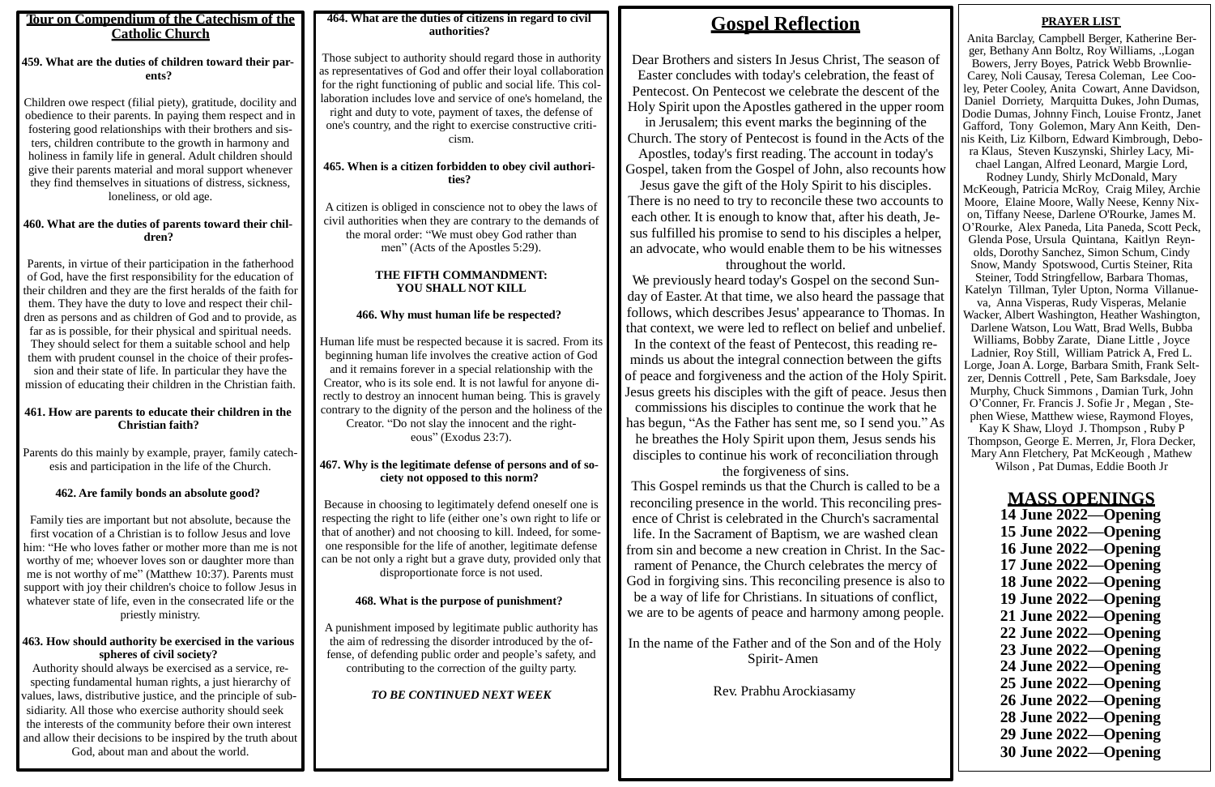## Tour on Compendium of the Catechism of the Catholic Church

**459. What are the duties of children toward their parents?**

Children owe respect (filial piety), gratitude, docility and obedience to their parents. In paying them respect and in fostering good relationships with their brothers and sisters, children contribute to the growth in harmony and holiness in family life in general. Adult children should give their parents material and moral support whenever they find themselves in situations of distress, sickness, loneliness, or old age.

**460. What are the duties of parents toward their children?**

Parents, in virtue of their participation in the fatherhood of God, have the first responsibility for the education of their children and they are the first heralds of the faith for them. They have the duty to love and respect their children as persons and as children of God and to provide, as far as is possible, for their physical and spiritual needs. They should select for them a suitable school and help them with prudent counsel in the choice of their profession and their state of life. In particular they have the mission of educating their children in the Christian faith.

**461. How are parents to educate their children in the Christian faith?**

Parents do this mainly by example, prayer, family catechesis and participation in the life of the Church.

**462. Are family bonds an absolute good?**

Family ties are important but not absolute, because the first vocation of a Christian is to follow Jesus and love him: "He who loves father or mother more than me is not worthy of me; whoever loves son or daughter more than me is not worthy of me" (Matthew 10:37). Parents must support with joy their children's choice to follow Jesus in whatever state of life, even in the consecrated life or the priestly ministry.

**463. How should authority be exercised in the various spheres of civil society?**

Authority should always be exercised as a service, respecting fundamental human rights, a just hierarchy of values, laws, distributive justice, and the principle of subsidiarity. All those who exercise authority should seek the interests of the community before their own interest and allow their decisions to be inspired by the truth about God, about man and about the world.

**464. What are the duties of citizens in regard to civil authorities?**

Those subject to authority should regard those in authority as representatives of God and offer their loyal collaboration for the right functioning of public and social life. This collaboration includes love and service of one's homeland, the right and duty to vote, payment of taxes, the defense of one's country, and the right to exercise constructive criticism.

**465. When is a citizen forbidden to obey civil authorities?**

A citizen is obliged in conscience not to obey the laws of civil authorities when they are contrary to the demands of the moral order: "We must obey God rather than men" (Acts of the Apostles 5:29).

**THE FIFTH COMMANDMENT:
YOU SHALL NOT KILL**

**466. Why must human life be respected?**

Human life must be respected because it is sacred. From its beginning human life involves the creative action of God and it remains forever in a special relationship with the Creator, who is its sole end. It is not lawful for anyone directly to destroy an innocent human being. This is gravely contrary to the dignity of the person and the holiness of the Creator. "Do not slay the innocent and the righteous" (Exodus 23:7).

**467. Why is the legitimate defense of persons and of society not opposed to this norm?**

Because in choosing to legitimately defend oneself one is respecting the right to life (either one's own right to life or that of another) and not choosing to kill. Indeed, for someone responsible for the life of another, legitimate defense can be not only a right but a grave duty, provided only that disproportionate force is not used.

**468. What is the purpose of punishment?**

A punishment imposed by legitimate public authority has the aim of redressing the disorder introduced by the offense, of defending public order and people's safety, and contributing to the correction of the guilty party.

***TO BE CONTINUED NEXT WEEK***

## Gospel Reflection

Dear Brothers and sisters In Jesus Christ, The season of Easter concludes with today's celebration, the feast of Pentecost. On Pentecost we celebrate the descent of the Holy Spirit upon the Apostles gathered in the upper room in Jerusalem; this event marks the beginning of the Church. The story of Pentecost is found in the Acts of the Apostles, today's first reading. The account in today's Gospel, taken from the Gospel of John, also recounts how Jesus gave the gift of the Holy Spirit to his disciples. There is no need to try to reconcile these two accounts to each other. It is enough to know that, after his death, Jesus fulfilled his promise to send to his disciples a helper, an advocate, who would enable them to be his witnesses throughout the world.

We previously heard today's Gospel on the second Sunday of Easter. At that time, we also heard the passage that follows, which describes Jesus' appearance to Thomas. In that context, we were led to reflect on belief and unbelief. In the context of the feast of Pentecost, this reading reminds us about the integral connection between the gifts of peace and forgiveness and the action of the Holy Spirit. Jesus greets his disciples with the gift of peace. Jesus then commissions his disciples to continue the work that he has begun, "As the Father has sent me, so I send you." As he breathes the Holy Spirit upon them, Jesus sends his disciples to continue his work of reconciliation through the forgiveness of sins.

This Gospel reminds us that the Church is called to be a reconciling presence in the world. This reconciling presence of Christ is celebrated in the Church's sacramental life. In the Sacrament of Baptism, we are washed clean from sin and become a new creation in Christ. In the Sacrament of Penance, the Church celebrates the mercy of God in forgiving sins. This reconciling presence is also to be a way of life for Christians. In situations of conflict, we are to be agents of peace and harmony among people.

In the name of the Father and of the Son and of the Holy Spirit- Amen

Rev. Prabhu Arockiasamy

## PRAYER LIST

Anita Barclay, Campbell Berger, Katherine Berger, Bethany Ann Boltz, Roy Williams, .,Logan Bowers, Jerry Boyes, Patrick Webb Brownlie-Carey, Noli Causay, Teresa Coleman, Lee Cooley, Peter Cooley, Anita Cowart, Anne Davidson, Daniel Dorriety, Marquitta Dukes, John Dumas, Dodie Dumas, Johnny Finch, Louise Frontz, Janet Gafford, Tony Golemon, Mary Ann Keith, Dennis Keith, Liz Kilborn, Edward Kimbrough, Debora Klaus, Steven Kuszynski, Shirley Lacy, Michael Langan, Alfred Leonard, Margie Lord, Rodney Lundy, Shirly McDonald, Mary McKeough, Patricia McRoy, Craig Miley, Archie Moore, Elaine Moore, Wally Neese, Kenny Nixon, Tiffany Neese, Darlene O'Rourke, James M. O'Rourke, Alex Paneda, Lita Paneda, Scott Peck, Glenda Pose, Ursula Quintana, Kaitlyn Reynolds, Dorothy Sanchez, Simon Schum, Cindy Snow, Mandy Spotswood, Curtis Steiner, Rita Steiner, Todd Stringfellow, Barbara Thomas, Katelyn Tillman, Tyler Upton, Norma Villanueva, Anna Visperas, Rudy Visperas, Melanie Wacker, Albert Washington, Heather Washington, Darlene Watson, Lou Watt, Brad Wells, Bubba Williams, Bobby Zarate, Diane Little , Joyce Ladnier, Roy Still, William Patrick A, Fred L. Lorge, Joan A. Lorge, Barbara Smith, Frank Seltzer, Dennis Cottrell , Pete, Sam Barksdale, Joey Murphy, Chuck Simmons , Damian Turk, John O'Conner, Fr. Francis J. Sofie Jr , Megan , Stephen Wiese, Matthew wiese, Raymond Floyes, Kay K Shaw, Lloyd J. Thompson , Ruby P Thompson, George E. Merren, Jr, Flora Decker, Mary Ann Fletchery, Pat McKeough , Mathew Wilson , Pat Dumas, Eddie Booth Jr

## MASS OPENINGS

**14 June 2022—Opening**
**15 June 2022—Opening**
**16 June 2022—Opening**
**17 June 2022—Opening**
**18 June 2022—Opening**
**19 June 2022—Opening**
**21 June 2022—Opening**
**22 June 2022—Opening**
**23 June 2022—Opening**
**24 June 2022—Opening**
**25 June 2022—Opening**
**26 June 2022—Opening**
**28 June 2022—Opening**
**29 June 2022—Opening**
**30 June 2022—Opening**